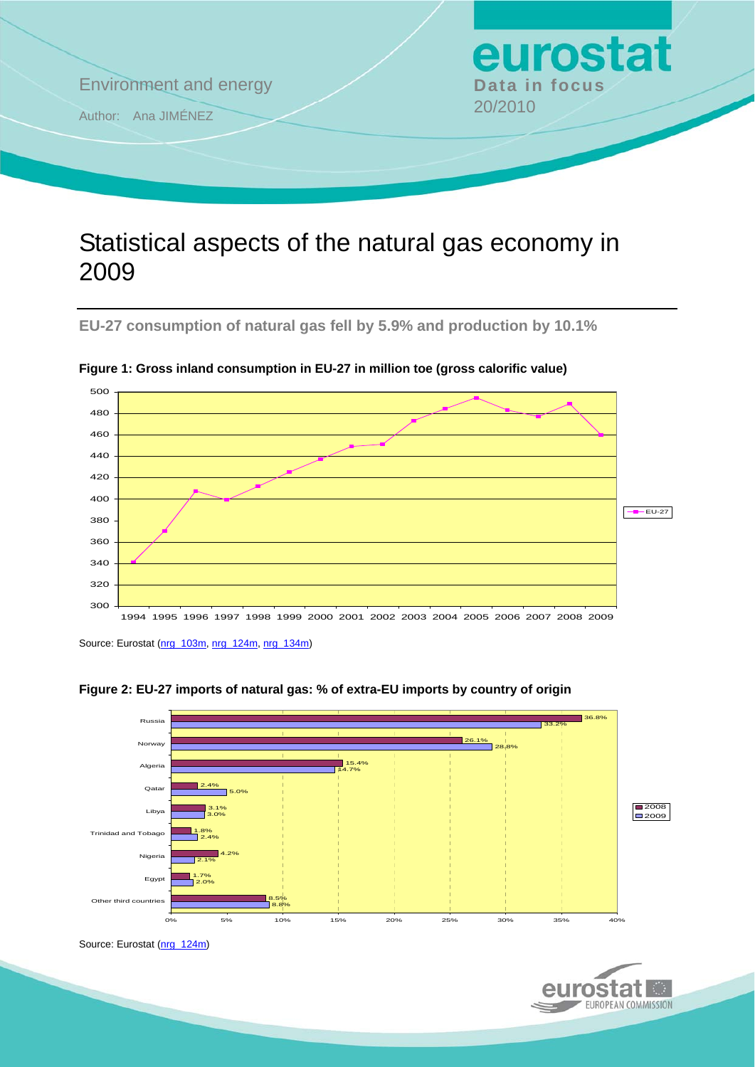Environment and energy

Author: Ana JIMÉNEZ

**eurostat**
**Data in focus**
20/2010

# Statistical aspects of the natural gas economy in 2009

## EU-27 consumption of natural gas fell by 5.9% and production by 10.1%

**Figure 1: Gross inland consumption in EU-27 in million toe (gross calorific value)**

Source: Eurostat (nrg_103m, nrg_124m, nrg_134m)

**Figure 2: EU-27 imports of natural gas: % of extra-EU imports by country of origin**

| Country of origin | 2008 | 2009 |
|---|---|---|
| Russia | 36.8% | 33.2% |
| Norway | 26.1% | 28.8% |
| Algeria | 15.4% | 14.7% |
| Qatar | 2.4% | 5.0% |
| Libya | 3.1% | 3.0% |
| Trinidad and Tobago | 1.8% | 2.4% |
| Nigeria | 4.2% | 2.1% |
| Egypt | 1.7% | 2.0% |
| Other third countries | 8.5% | 8.8% |

Source: Eurostat (nrg_124m)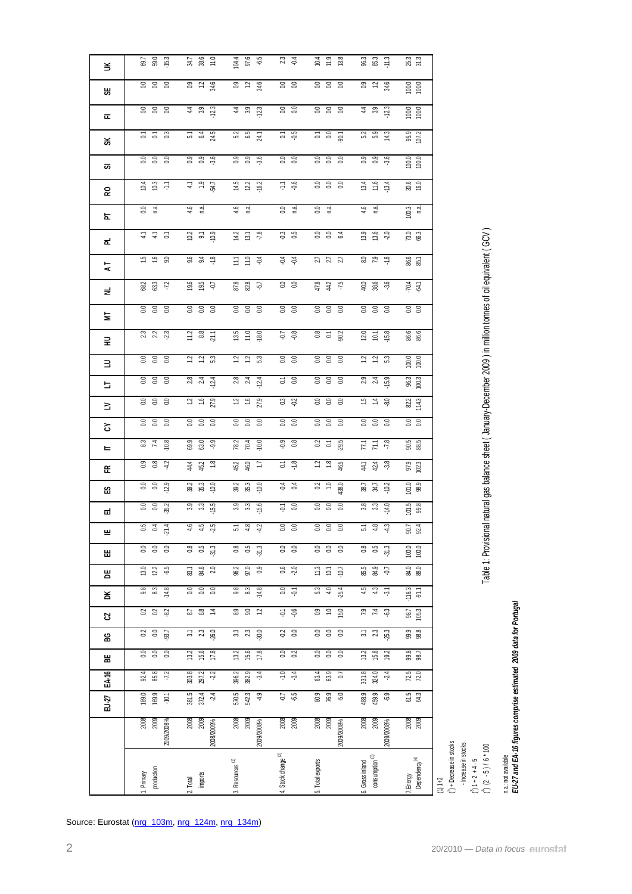Table 1: Provisional natural gas balance sheet ( January-December 2009 ) in million tonnes of oil equivalent (GCV)

| | | EU-27 | EA-16 | BE | BG | CZ | DK | DE | EE | IE | EL | ES | FR | IT | CY | LV | LT | LU | HU | MT | NL | AT | PL | PT | RO | SI | SK | FI | SE | UK |
|---|---|---|---|---|---|---|---|---|---|---|---|---|---|---|---|---|---|---|---|---|---|---|---|---|---|---|---|---|---|---|
| 1. Primary production | 2008 | 189.0 | 92.4 | 0.0 | 0.2 | 0.2 | 9.8 | 13.0 | 0.0 | 0.5 | 0.0 | 0.0 | 0.9 | 8.3 | 0.0 | 0.0 | 0.0 | 0.0 | 2.3 | 0.0 | 68.2 | 1.5 | 4.1 | 0.0 | 10.4 | 0.0 | 0.1 | 0.0 | 0.0 | 69.7 |
| | 2009 | 169.9 | 85.8 | 0.0 | 0.0 | 0.2 | 8.3 | 12.2 | 0.0 | 0.4 | 0.0 | 0.0 | 0.8 | 7.4 | 0.0 | 0.0 | 0.0 | 0.0 | 2.2 | 0.0 | 63.3 | 1.6 | 4.1 | n.a. | 10.3 | 0.0 | 0.1 | 0.0 | 0.0 | 59.0 |
| | 2009/2008% | -10.1 | -7.2 | 0.0 | -93.7 | -8.2 | -14.8 | -6.5 | 0.0 | -21.4 | -35.2 | -12.9 | -4.2 | -10.8 | 0.0 | 0.0 | 0.0 | 0.0 | -2.3 | 0.0 | -7.2 | 9.0 | 0.1 | | -1.1 | 0.0 | 0.3 | 0.0 | 0.0 | -15.3 |
| 2. Total imports | 2008 | 381.5 | 303.8 | 13.2 | 3.1 | 8.7 | 0.0 | 83.1 | 0.8 | 4.6 | 3.9 | 39.2 | 44.4 | 69.9 | 0.0 | 1.2 | 2.8 | 1.2 | 11.2 | 0.0 | 19.6 | 9.6 | 10.2 | 4.6 | 4.1 | 0.9 | 5.1 | 4.4 | 0.9 | 34.7 |
| | 2009 | 372.4 | 297.2 | 15.6 | 2.3 | 8.8 | 0.0 | 84.8 | 0.5 | 4.5 | 3.3 | 35.3 | 45.2 | 63.0 | 0.0 | 1.6 | 2.4 | 1.2 | 8.8 | 0.0 | 19.5 | 9.4 | 9.1 | n.a. | 1.9 | 0.9 | 6.4 | 3.9 | 1.2 | 38.6 |
| | 2009/2008% | -2.4 | -2.2 | 17.8 | -26.0 | 1.4 | 0.0 | 2.0 | -31.3 | -2.5 | -15.5 | -10.0 | 1.8 | -9.9 | 0.0 | 27.9 | -12.4 | 5.3 | -21.1 | 0.0 | -0.7 | -1.8 | -10.9 | | -54.7 | -3.6 | 24.5 | -12.3 | 34.6 | 11.0 |
| 3. Resources (1) | 2008 | 570.5 | 396.2 | 13.2 | 3.3 | 8.9 | 9.8 | 96.2 | 0.8 | 5.1 | 3.9 | 39.2 | 45.2 | 78.2 | 0.0 | 1.2 | 2.8 | 1.2 | 13.5 | 0.0 | 87.8 | 11.1 | 14.2 | 4.6 | 14.5 | 0.9 | 5.2 | 4.4 | 0.9 | 104.4 |
| | 2009 | 542.3 | 382.9 | 15.6 | 2.3 | 9.0 | 8.3 | 97.0 | 0.5 | 4.8 | 3.3 | 35.3 | 46.0 | 70.4 | 0.0 | 1.6 | 2.4 | 1.2 | 11.0 | 0.0 | 82.8 | 11.0 | 13.1 | n.a. | 12.2 | 0.9 | 6.5 | 3.9 | 1.2 | 97.6 |
| | 2009/2008% | -4.9 | -3.4 | 17.8 | -30.0 | 1.2 | -14.8 | 0.9 | -31.3 | -4.2 | -15.6 | -10.0 | 1.7 | -10.0 | 0.0 | 27.9 | -12.4 | 5.3 | -18.0 | 0.0 | -5.7 | -0.4 | -7.8 | | -16.2 | -3.6 | 24.1 | -12.3 | 34.6 | -6.5 |
| 4. Stock change (2) | 2008 | -0.7 | -1.0 | 0.0 | -0.2 | -0.1 | 0.0 | 0.6 | 0.0 | 0.0 | -0.1 | -0.4 | 0.1 | -0.9 | 0.0 | 0.3 | 0.1 | 0.0 | -0.7 | 0.0 | 0.0 | -0.4 | -0.3 | 0.0 | -1.1 | 0.0 | 0.1 | 0.0 | 0.0 | 2.3 |
| | 2009 | -5.5 | -3.4 | 0.2 | 0.0 | -0.6 | -0.1 | -2.0 | 0.0 | 0.0 | 0.0 | 0.4 | -1.8 | 0.8 | 0.0 | -0.2 | 0.0 | 0.0 | -0.8 | 0.0 | 0.0 | -0.4 | 0.5 | n.a. | -0.6 | 0.0 | -0.5 | 0.0 | 0.0 | -0.4 |
| 5. Total exports | 2008 | 80.9 | 63.4 | 0.0 | 0.0 | 0.9 | 5.3 | 11.3 | 0.0 | 0.0 | 0.0 | 0.2 | 1.2 | 0.2 | 0.0 | 0.0 | 0.0 | 0.0 | 0.8 | 0.0 | 47.8 | 2.7 | 0.0 | 0.0 | 0.0 | 0.0 | 0.1 | 0.0 | 0.0 | 10.4 |
| | 2009 | 76.9 | 63.9 | 0.0 | 0.0 | 1.0 | 4.0 | 10.1 | 0.0 | 0.0 | 0.0 | 1.0 | 1.8 | 0.1 | 0.0 | 0.0 | 0.0 | 0.0 | 0.1 | 0.0 | 44.2 | 2.7 | 0.0 | n.a. | 0.0 | 0.0 | 0.0 | 0.0 | 0.0 | 11.9 |
| | 2009/2008% | -5.0 | 0.7 | 0.0 | 0.0 | 15.0 | -25.4 | -10.7 | 0.0 | 0.0 | 0.0 | 438.0 | 46.5 | -29.5 | 0.0 | 0.0 | 0.0 | 0.0 | -90.2 | 0.0 | -7.5 | 2.7 | 6.4 | | 0.0 | 0.0 | -90.1 | 0.0 | 0.0 | 13.8 |
| 6. Gross inland consumption (3) | 2008 | 488.9 | 331.8 | 13.2 | 3.1 | 7.9 | 4.5 | 85.5 | 0.8 | 5.1 | 3.8 | 38.7 | 44.1 | 77.1 | 0.0 | 1.5 | 2.9 | 1.2 | 12.0 | 0.0 | 40.0 | 8.0 | 13.9 | 4.6 | 13.4 | 0.9 | 5.2 | 4.4 | 0.9 | 96.3 |
| | 2009 | 459.9 | 324.0 | 15.8 | 2.3 | 7.4 | 4.3 | 84.9 | 0.5 | 4.8 | 3.3 | 34.7 | 42.4 | 71.1 | 0.0 | 1.4 | 2.4 | 1.2 | 10.1 | 0.0 | 38.6 | 7.9 | 13.6 | n.a. | 11.6 | 0.9 | 5.9 | 3.9 | 1.2 | 85.3 |
| | 2009/2008% | -5.9 | -2.4 | 19.2 | -25.3 | -6.3 | -3.1 | -0.7 | -31.3 | -4.3 | -14.0 | -10.2 | -3.8 | -7.8 | 0.0 | -8.0 | -15.9 | 5.3 | -15.8 | 0.0 | -3.6 | -1.8 | -2.0 | | -13.4 | -3.6 | 14.3 | -12.3 | 34.6 | -11.3 |
| 7. Energy Dependency (4) | 2008 | 61.5 | 72.5 | 99.8 | 99.9 | 98.7 | -118.3 | 84.0 | 100.0 | 90.7 | 101.5 | 101.0 | 97.9 | 90.5 | 0.0 | 82.2 | 96.3 | 100.0 | 86.6 | 0.0 | -70.4 | 86.6 | 73.0 | 100.3 | 30.6 | 100.0 | 95.9 | 100.0 | 100.0 | 25.3 |
| | 2009 | 64.3 | 72.0 | 98.7 | 98.8 | 105.3 | -91.1 | 88.0 | 100.0 | 92.4 | 99.8 | 98.9 | 102.3 | 88.5 | 0.0 | 114.3 | 100.3 | 100.0 | 86.6 | 0.0 | -64.1 | 85.1 | 66.3 | n.a. | 16.0 | 100.0 | 107.2 | 100.0 | 100.0 | 31.3 |

(1) 1+2

(2) + Decrease in stocks
 - Increase in stocks

(3) 1 + 2 + 4 - 5

(4) (2 - 5) / 6 * 100

n.a.: not available

***EU-27 and EA-16 figures comprise estimated 2009 data for Portugal***

Source: Eurostat (nrg_103m, nrg_124m, nrg_134m)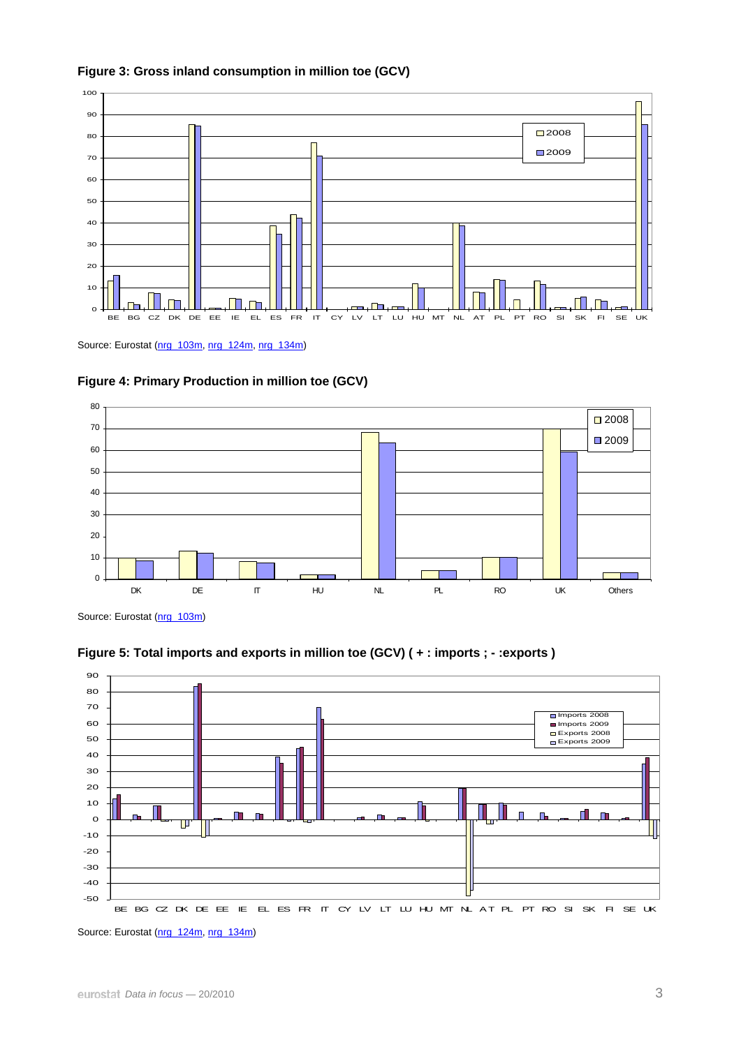**Figure 3: Gross inland consumption in million toe (GCV)**

Source: Eurostat (nrg_103m, nrg_124m, nrg_134m)

**Figure 4: Primary Production in million toe (GCV)**

Source: Eurostat (nrg_103m)

**Figure 5: Total imports and exports in million toe (GCV) ( + : imports ; - :exports )**

Source: Eurostat (nrg_124m, nrg_134m)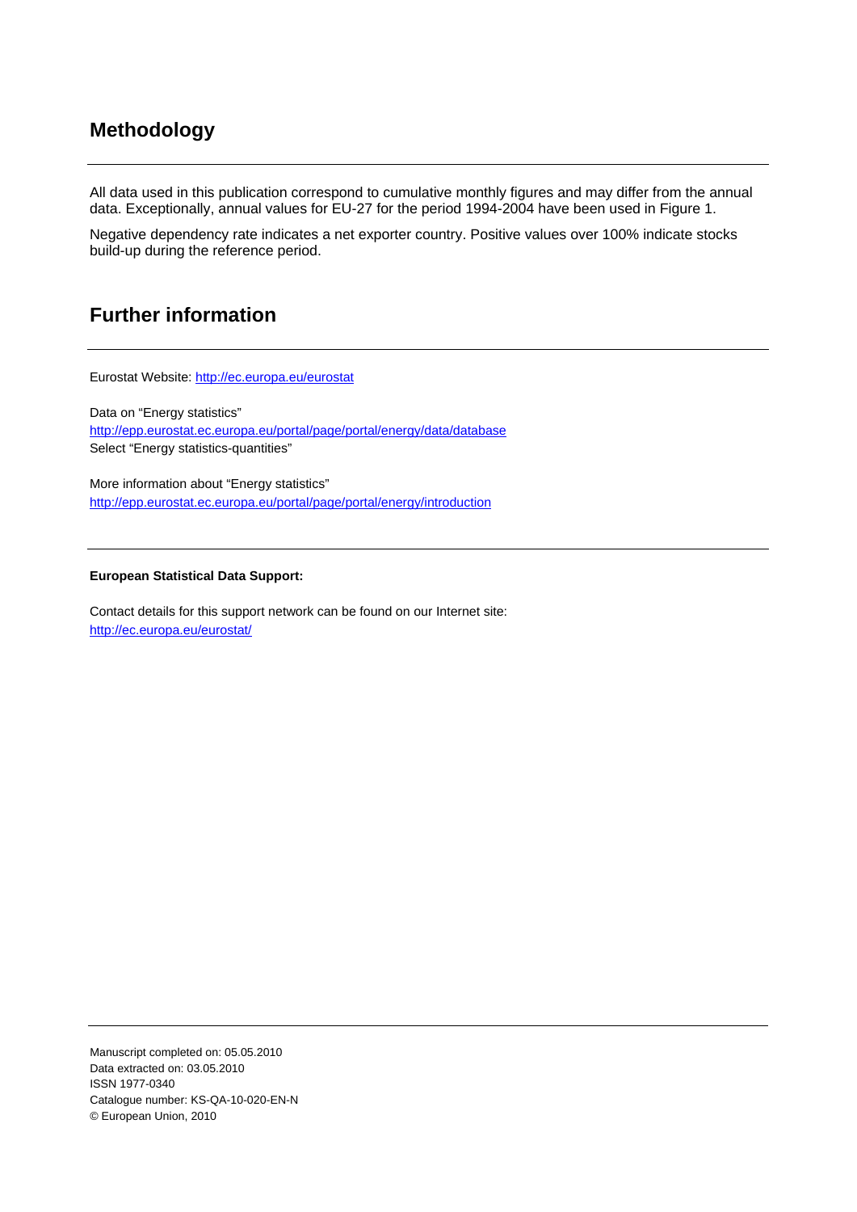## Methodology

All data used in this publication correspond to cumulative monthly figures and may differ from the annual data. Exceptionally, annual values for EU-27 for the period 1994-2004 have been used in Figure 1.

Negative dependency rate indicates a net exporter country. Positive values over 100% indicate stocks build-up during the reference period.

## Further information

Eurostat Website: http://ec.europa.eu/eurostat

Data on "Energy statistics"
http://epp.eurostat.ec.europa.eu/portal/page/portal/energy/data/database
Select "Energy statistics-quantities"

More information about "Energy statistics"
http://epp.eurostat.ec.europa.eu/portal/page/portal/energy/introduction

**European Statistical Data Support:**

Contact details for this support network can be found on our Internet site:
http://ec.europa.eu/eurostat/

Manuscript completed on: 05.05.2010
Data extracted on: 03.05.2010
ISSN 1977-0340
Catalogue number: KS-QA-10-020-EN-N
© European Union, 2010